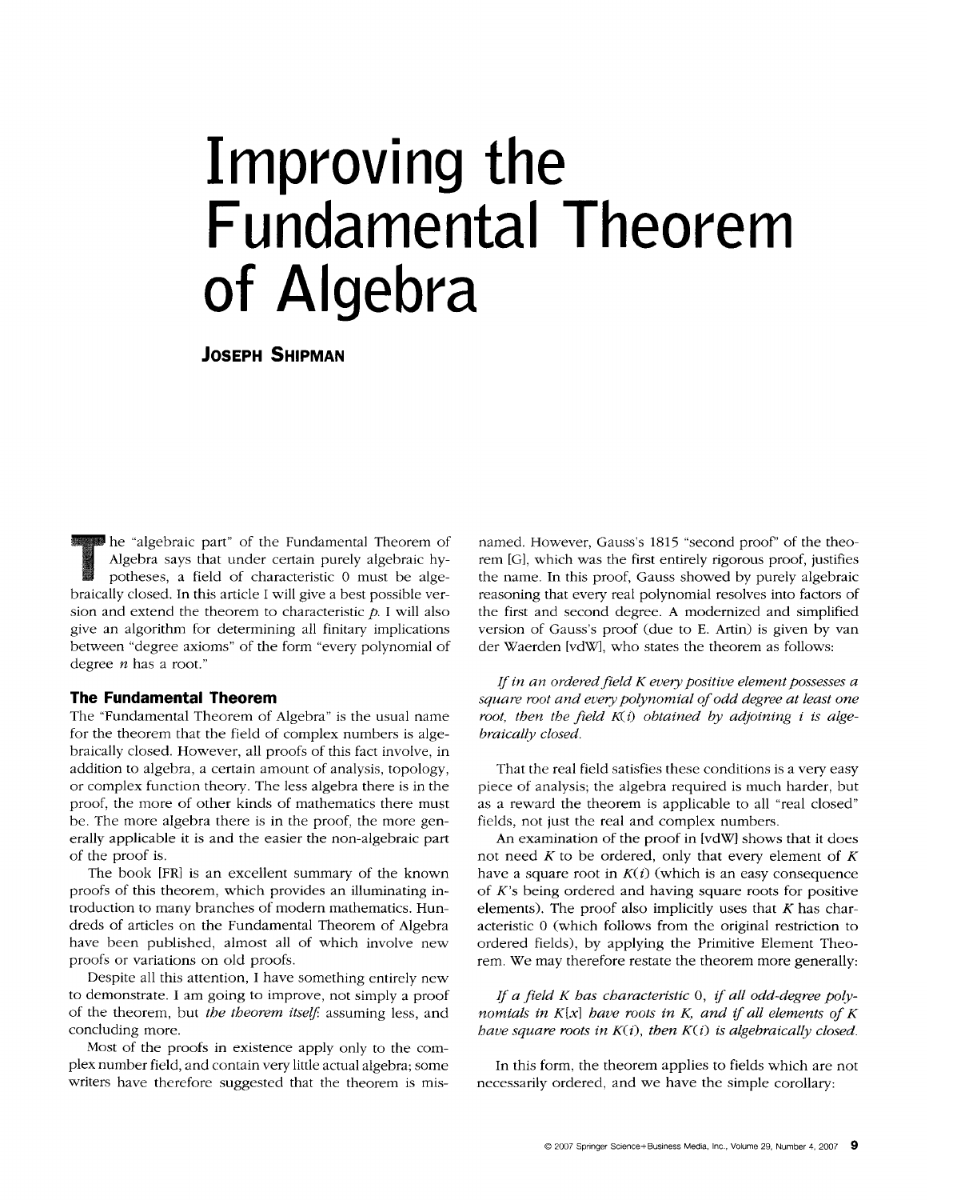# Improving the Fundamental Theorem of Algebra

**JOSEPH SHIPMAN**

The "algebraic part" of the Fundamental Theorem of Algebra says that under certain purely algebraic hypotheses, a field of characteristic 0 must be algebraically closed. In this article I will give a best possible version and extend the theorem to characteristic $p$. I will also give an algorithm for determining all finitary implications between "degree axioms" of the form "every polynomial of degree $n$ has a root."

## The Fundamental Theorem

The "Fundamental Theorem of Algebra" is the usual name for the theorem that the field of complex numbers is algebraically closed. However, all proofs of this fact involve, in addition to algebra, a certain amount of analysis, topology, or complex function theory. The less algebra there is in the proof, the more of other kinds of mathematics there must be. The more algebra there is in the proof, the more generally applicable it is and the easier the non-algebraic part of the proof is.

The book [FR] is an excellent summary of the known proofs of this theorem, which provides an illuminating introduction to many branches of modern mathematics. Hundreds of articles on the Fundamental Theorem of Algebra have been published, almost all of which involve new proofs or variations on old proofs.

Despite all this attention, I have something entirely new to demonstrate. I am going to improve, not simply a proof of the theorem, but *the theorem itself*: assuming less, and concluding more.

Most of the proofs in existence apply only to the complex number field, and contain very little actual algebra; some writers have therefore suggested that the theorem is misnamed. However, Gauss's 1815 "second proof" of the theorem [G], which was the first entirely rigorous proof, justifies the name. In this proof, Gauss showed by purely algebraic reasoning that every real polynomial resolves into factors of the first and second degree. A modernized and simplified version of Gauss's proof (due to E. Artin) is given by van der Waerden [vdW], who states the theorem as follows:

*If in an ordered field $K$ every positive element possesses a square root and every polynomial of odd degree at least one root, then the field $K(i)$ obtained by adjoining $i$ is algebraically closed.*

That the real field satisfies these conditions is a very easy piece of analysis; the algebra required is much harder, but as a reward the theorem is applicable to all "real closed" fields, not just the real and complex numbers.

An examination of the proof in [vdW] shows that it does not need $K$ to be ordered, only that every element of $K$ have a square root in $K(i)$ (which is an easy consequence of $K$'s being ordered and having square roots for positive elements). The proof also implicitly uses that $K$ has characteristic 0 (which follows from the original restriction to ordered fields), by applying the Primitive Element Theorem. We may therefore restate the theorem more generally:

*If a field $K$ has characteristic 0, if all odd-degree polynomials in $K[x]$ have roots in $K$, and if all elements of $K$ have square roots in $K(i)$, then $K(i)$ is algebraically closed.*

In this form, the theorem applies to fields which are not necessarily ordered, and we have the simple corollary: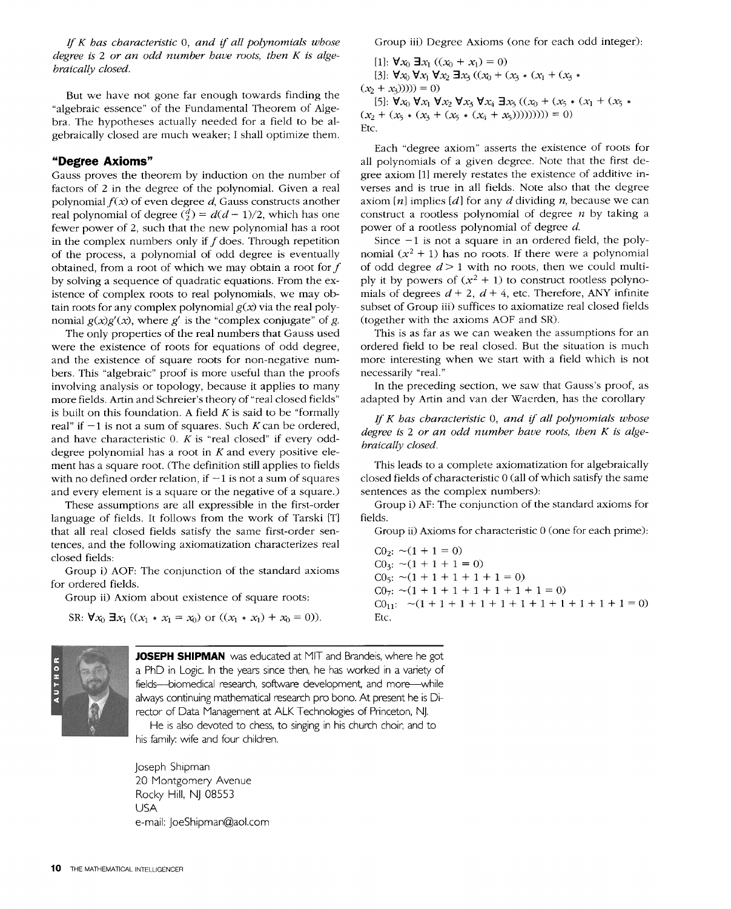*If K has characteristic* 0, *and if all polynomials whose degree is* 2 *or an odd number have roots, then K is algebraically closed.*

But we have not gone far enough towards finding the "algebraic essence" of the Fundamental Theorem of Algebra. The hypotheses actually needed for a field to be algebraically closed are much weaker; I shall optimize them.

## "Degree Axioms"

Gauss proves the theorem by induction on the number of factors of 2 in the degree of the polynomial. Given a real polynomial $f(x)$ of even degree $d$, Gauss constructs another real polynomial of degree $\binom{d}{2} = d(d-1)/2$, which has one fewer power of 2, such that the new polynomial has a root in the complex numbers only if $f$ does. Through repetition of the process, a polynomial of odd degree is eventually obtained, from a root of which we may obtain a root for $f$ by solving a sequence of quadratic equations. From the existence of complex roots to real polynomials, we may obtain roots for any complex polynomial $g(x)$ via the real polynomial $g(x)g'(x)$, where $g'$ is the "complex conjugate" of $g$.

The only properties of the real numbers that Gauss used were the existence of roots for equations of odd degree, and the existence of square roots for non-negative numbers. This "algebraic" proof is more useful than the proofs involving analysis or topology, because it applies to many more fields. Artin and Schreier's theory of "real closed fields" is built on this foundation. A field $K$ is said to be "formally real" if $-1$ is not a sum of squares. Such $K$ can be ordered, and have characteristic 0. $K$ is "real closed" if every odd-degree polynomial has a root in $K$ and every positive element has a square root. (The definition still applies to fields with no defined order relation, if $-1$ is not a sum of squares and every element is a square or the negative of a square.)

These assumptions are all expressible in the first-order language of fields. It follows from the work of Tarski [T] that all real closed fields satisfy the same first-order sentences, and the following axiomatization characterizes real closed fields:

Group i) AOF: The conjunction of the standard axioms for ordered fields.

Group ii) Axiom about existence of square roots:

SR: $\forall x_0 \exists x_1 ((x_1 * x_1 = x_0) \text{ or } ((x_1 * x_1) + x_0 = 0))$.

Group iii) Degree Axioms (one for each odd integer):

[1]: $\forall x_0 \exists x_1 ((x_0 + x_1) = 0)$

[3]: $\forall x_0 \forall x_1 \forall x_2 \exists x_3 ((x_0 + (x_3 * (x_1 + (x_3 * (x_2 + x_3))))) = 0)$

[5]: $\forall x_0 \forall x_1 \forall x_2 \forall x_3 \forall x_4 \exists x_5 ((x_0 + (x_5 * (x_1 + (x_5 * (x_2 + (x_5 * (x_3 + (x_5 * (x_4 + x_5))))))))) = 0)$

Etc.

Each "degree axiom" asserts the existence of roots for all polynomials of a given degree. Note that the first degree axiom [1] merely restates the existence of additive inverses and is true in all fields. Note also that the degree axiom $[n]$ implies $[d]$ for any $d$ dividing $n$, because we can construct a rootless polynomial of degree $n$ by taking a power of a rootless polynomial of degree $d$.

Since $-1$ is not a square in an ordered field, the polynomial $(x^2 + 1)$ has no roots. If there were a polynomial of odd degree $d > 1$ with no roots, then we could multiply it by powers of $(x^2 + 1)$ to construct rootless polynomials of degrees $d + 2$, $d + 4$, etc. Therefore, ANY infinite subset of Group iii) suffices to axiomatize real closed fields (together with the axioms AOF and SR).

This is as far as we can weaken the assumptions for an ordered field to be real closed. But the situation is much more interesting when we start with a field which is not necessarily "real."

In the preceding section, we saw that Gauss's proof, as adapted by Artin and van der Waerden, has the corollary

*If K has characteristic* 0, *and if all polynomials whose degree is* 2 *or an odd number have roots, then K is algebraically closed.*

This leads to a complete axiomatization for algebraically closed fields of characteristic 0 (all of which satisfy the same sentences as the complex numbers):

Group i) AF: The conjunction of the standard axioms for fields.

Group ii) Axioms for characteristic 0 (one for each prime):

$C0_2$: $\sim(1 + 1 = 0)$

$C0_3$: $\sim(1 + 1 + 1 = 0)$

$C0_5$: $\sim(1 + 1 + 1 + 1 + 1 = 0)$

$C0_7$: $\sim(1 + 1 + 1 + 1 + 1 + 1 + 1 = 0)$

$C0_{11}$: $\sim(1 + 1 + 1 + 1 + 1 + 1 + 1 + 1 + 1 + 1 + 1 = 0)$

Etc.

---

**JOSEPH SHIPMAN** was educated at MIT and Brandeis, where he got a PhD in Logic. In the years since then, he has worked in a variety of fields—biomedical research, software development, and more—while always continuing mathematical research pro bono. At present he is Director of Data Management at ALK Technologies of Princeton, NJ.

He is also devoted to chess, to singing in his church choir, and to his family: wife and four children.

Joseph Shipman
20 Montgomery Avenue
Rocky Hill, NJ 08553
USA
e-mail: JoeShipman@aol.com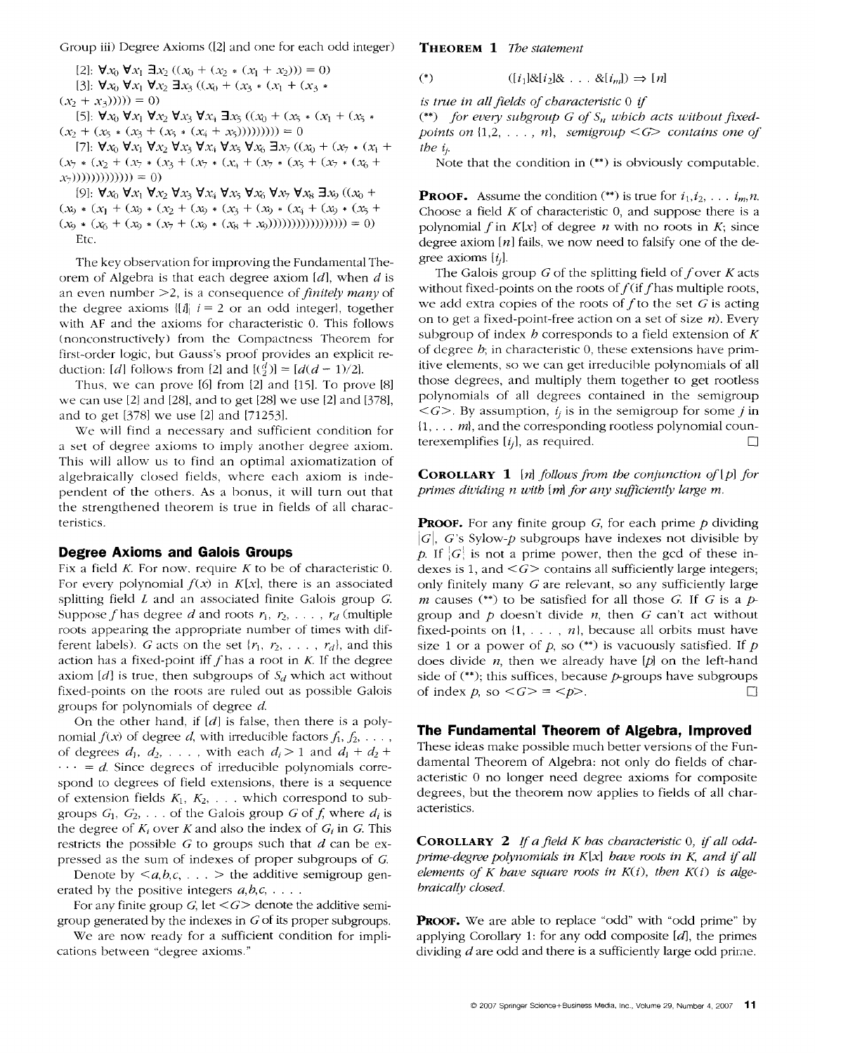Group iii) Degree Axioms ([2] and one for each odd integer)

[2]: $\forall x_0 \forall x_1 \exists x_2 ((x_0 + (x_2 * (x_1 + x_2))) = 0)$

[3]: $\forall x_0 \forall x_1 \forall x_2 \exists x_3 ((x_0 + (x_3 * (x_1 + (x_3 * (x_2 + x_3))))) = 0)$

[5]: $\forall x_0 \forall x_1 \forall x_2 \forall x_3 \forall x_4 \exists x_5 ((x_0 + (x_5 * (x_1 + (x_5 * (x_2 + (x_5 * (x_3 + (x_5 * (x_4 + x_5))))))))) = 0$

[7]: $\forall x_0 \forall x_1 \forall x_2 \forall x_3 \forall x_4 \forall x_5 \forall x_6 \exists x_7 ((x_0 + (x_7 * (x_1 + (x_7 * (x_2 + (x_7 * (x_3 + (x_7 * (x_4 + (x_7 * (x_5 + (x_7 * (x_6 + x_7))))))))))))) = 0)$

[9]: $\forall x_0 \forall x_1 \forall x_2 \forall x_3 \forall x_4 \forall x_5 \forall x_6 \forall x_7 \forall x_8 \exists x_9 ((x_0 + (x_9 * (x_1 + (x_9 * (x_2 + (x_9 * (x_3 + (x_9 * (x_4 + (x_9 * (x_5 + (x_9 * (x_6 + (x_9 * (x_7 + (x_9 * (x_8 + x_9))))))))))))))))) = 0)$

Etc.

The key observation for improving the Fundamental Theorem of Algebra is that each degree axiom $[d]$, when $d$ is an even number $>2$, is a consequence of *finitely many* of the degree axioms $\{[i] | i = 2$ or an odd integer$\}$, together with AF and the axioms for characteristic 0. This follows (nonconstructively) from the Compactness Theorem for first-order logic, but Gauss's proof provides an explicit reduction: $[d]$ follows from [2] and $[\binom{d}{2}] = [d(d-1)/2]$.

Thus, we can prove [6] from [2] and [15]. To prove [8] we can use [2] and [28], and to get [28] we use [2] and [378], and to get [378] we use [2] and [71253].

We will find a necessary and sufficient condition for a set of degree axioms to imply another degree axiom. This will allow us to find an optimal axiomatization of algebraically closed fields, where each axiom is independent of the others. As a bonus, it will turn out that the strengthened theorem is true in fields of all characteristics.

## Degree Axioms and Galois Groups

Fix a field $K$. For now, require $K$ to be of characteristic 0. For every polynomial $f(x)$ in $K[x]$, there is an associated splitting field $L$ and an associated finite Galois group $G$. Suppose $f$ has degree $d$ and roots $r_1, r_2, \ldots, r_d$ (multiple roots appearing the appropriate number of times with different labels). $G$ acts on the set $\{r_1, r_2, \ldots, r_d\}$, and this action has a fixed-point iff $f$ has a root in $K$. If the degree axiom $[d]$ is true, then subgroups of $S_d$ which act without fixed-points on the roots are ruled out as possible Galois groups for polynomials of degree $d$.

On the other hand, if $[d]$ is false, then there is a polynomial $f(x)$ of degree $d$, with irreducible factors $f_1, f_2, \ldots,$ of degrees $d_1, d_2, \ldots,$ with each $d_i > 1$ and $d_1 + d_2 + \cdots = d$. Since degrees of irreducible polynomials correspond to degrees of field extensions, there is a sequence of extension fields $K_1, K_2, \ldots$ which correspond to subgroups $G_1, G_2, \ldots$ of the Galois group $G$ of $f$, where $d_i$ is the degree of $K_i$ over $K$ and also the index of $G_i$ in $G$. This restricts the possible $G$ to groups such that $d$ can be expressed as the sum of indexes of proper subgroups of $G$.

Denote by $<a,b,c, \ldots>$ the additive semigroup generated by the positive integers $a,b,c, \ldots$.

For any finite group $G$, let $<G>$ denote the additive semigroup generated by the indexes in $G$ of its proper subgroups.

We are now ready for a sufficient condition for implications between "degree axioms."

**THEOREM 1** *The statement*

$$(*) \qquad ([i_1]\&[i_2]\& \ldots \&[i_m]) \Rightarrow [n]$$

*is true in all fields of characteristic* 0 *if*

(\*\*) *for every subgroup* $G$ *of* $S_n$ *which acts without fixed-points on* $\{1,2, \ldots, n\}$, *semigroup* $<G>$ *contains one of the* $i_j$.

Note that the condition in (\*\*) is obviously computable.

**PROOF.** Assume the condition (\*\*) is true for $i_1, i_2, \ldots i_m, n$. Choose a field $K$ of characteristic 0, and suppose there is a polynomial $f$ in $K[x]$ of degree $n$ with no roots in $K$; since degree axiom $[n]$ fails, we now need to falsify one of the degree axioms $[i_j]$.

The Galois group $G$ of the splitting field of $f$ over $K$ acts without fixed-points on the roots of $f$ (if $f$ has multiple roots, we add extra copies of the roots of $f$ to the set $G$ is acting on to get a fixed-point-free action on a set of size $n$). Every subgroup of index $h$ corresponds to a field extension of $K$ of degree $h$; in characteristic 0, these extensions have primitive elements, so we can get irreducible polynomials of all those degrees, and multiply them together to get rootless polynomials of all degrees contained in the semigroup $<G>$. By assumption, $i_j$ is in the semigroup for some $j$ in $\{1, \ldots m\}$, and the corresponding rootless polynomial counterexemplifies $[i_j]$, as required. □

**COROLLARY 1** $[n]$ *follows from the conjunction of* $[p]$ *for primes dividing* $n$ *with* $[m]$ *for any sufficiently large* $m$.

**PROOF.** For any finite group $G$, for each prime $p$ dividing $|G|$, $G$'s Sylow-$p$ subgroups have indexes not divisible by $p$. If $|G|$ is not a prime power, then the gcd of these indexes is 1, and $<G>$ contains all sufficiently large integers; only finitely many $G$ are relevant, so any sufficiently large $m$ causes (\*\*) to be satisfied for all those $G$. If $G$ is a $p$-group and $p$ doesn't divide $n$, then $G$ can't act without fixed-points on $\{1, \ldots, n\}$, because all orbits must have size 1 or a power of $p$, so (\*\*) is vacuously satisfied. If $p$ does divide $n$, then we already have $[p]$ on the left-hand side of (\*\*); this suffices, because $p$-groups have subgroups of index $p$, so $<G> = <p>$. □

## The Fundamental Theorem of Algebra, Improved

These ideas make possible much better versions of the Fundamental Theorem of Algebra: not only do fields of characteristic 0 no longer need degree axioms for composite degrees, but the theorem now applies to fields of all characteristics.

**COROLLARY 2** *If a field* $K$ *has characteristic* 0, *if all odd-prime-degree polynomials in* $K[x]$ *have roots in* $K$, *and if all elements of* $K$ *have square roots in* $K(i)$, *then* $K(i)$ *is algebraically closed.*

**PROOF.** We are able to replace "odd" with "odd prime" by applying Corollary 1: for any odd composite $[d]$, the primes dividing $d$ are odd and there is a sufficiently large odd prime.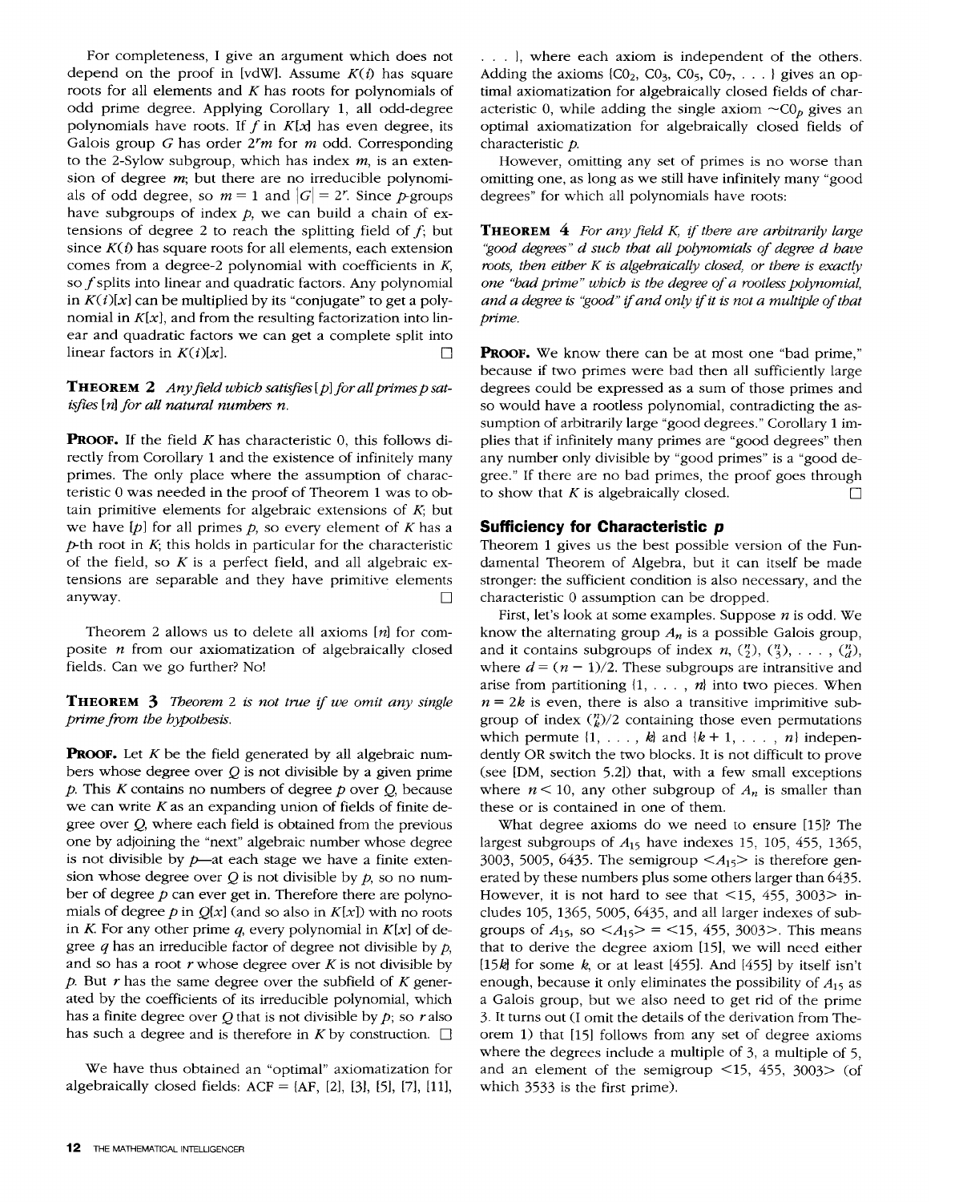For completeness, I give an argument which does not depend on the proof in [vdW]. Assume $K(i)$ has square roots for all elements and $K$ has roots for polynomials of odd prime degree. Applying Corollary 1, all odd-degree polynomials have roots. If $f$ in $K[x]$ has even degree, its Galois group $G$ has order $2^r m$ for $m$ odd. Corresponding to the 2-Sylow subgroup, which has index $m$, is an extension of degree $m$; but there are no irreducible polynomials of odd degree, so $m = 1$ and $|G| = 2^r$. Since $p$-groups have subgroups of index $p$, we can build a chain of extensions of degree 2 to reach the splitting field of $f$; but since $K(i)$ has square roots for all elements, each extension comes from a degree-2 polynomial with coefficients in $K$, so $f$ splits into linear and quadratic factors. Any polynomial in $K(i)[x]$ can be multiplied by its "conjugate" to get a polynomial in $K[x]$, and from the resulting factorization into linear and quadratic factors we can get a complete split into linear factors in $K(i)[x]$. □

**THEOREM 2** *Any field which satisfies* $[p]$ *for all primes* $p$ *satisfies* $[n]$ *for all natural numbers* $n$.

**PROOF.** If the field $K$ has characteristic 0, this follows directly from Corollary 1 and the existence of infinitely many primes. The only place where the assumption of characteristic 0 was needed in the proof of Theorem 1 was to obtain primitive elements for algebraic extensions of $K$; but we have $[p]$ for all primes $p$, so every element of $K$ has a $p$-th root in $K$; this holds in particular for the characteristic of the field, so $K$ is a perfect field, and all algebraic extensions are separable and they have primitive elements anyway. □

Theorem 2 allows us to delete all axioms $[n]$ for composite $n$ from our axiomatization of algebraically closed fields. Can we go further? No!

**THEOREM 3** *Theorem 2 is not true if we omit any single prime from the hypothesis.*

**PROOF.** Let $K$ be the field generated by all algebraic numbers whose degree over $Q$ is not divisible by a given prime $p$. This $K$ contains no numbers of degree $p$ over $Q$, because we can write $K$ as an expanding union of fields of finite degree over $Q$, where each field is obtained from the previous one by adjoining the "next" algebraic number whose degree is not divisible by $p$—at each stage we have a finite extension whose degree over $Q$ is not divisible by $p$, so no number of degree $p$ can ever get in. Therefore there are polynomials of degree $p$ in $Q[x]$ (and so also in $K[x]$) with no roots in $K$. For any other prime $q$, every polynomial in $K[x]$ of degree $q$ has an irreducible factor of degree not divisible by $p$, and so has a root $r$ whose degree over $K$ is not divisible by $p$. But $r$ has the same degree over the subfield of $K$ generated by the coefficients of its irreducible polynomial, which has a finite degree over $Q$ that is not divisible by $p$; so $r$ also has such a degree and is therefore in $K$ by construction. □

We have thus obtained an "optimal" axiomatization for algebraically closed fields: ACF = {AF, [2], [3], [5], [7], [11], . . . }, where each axiom is independent of the others. Adding the axioms {$C0_2$, $C0_3$, $C0_5$, $C0_7$, . . . } gives an optimal axiomatization for algebraically closed fields of characteristic 0, while adding the single axiom $\sim C0_p$ gives an optimal axiomatization for algebraically closed fields of characteristic $p$.

However, omitting any set of primes is no worse than omitting one, as long as we still have infinitely many "good degrees" for which all polynomials have roots:

**THEOREM 4** *For any field* $K$, *if there are arbitrarily large "good degrees"* $d$ *such that all polynomials of degree* $d$ *have roots, then either* $K$ *is algebraically closed, or there is exactly one "bad prime" which is the degree of a rootless polynomial, and a degree is "good" if and only if it is not a multiple of that prime.*

**PROOF.** We know there can be at most one "bad prime," because if two primes were bad then all sufficiently large degrees could be expressed as a sum of those primes and so would have a rootless polynomial, contradicting the assumption of arbitrarily large "good degrees." Corollary 1 implies that if infinitely many primes are "good degrees" then any number only divisible by "good primes" is a "good degree." If there are no bad primes, the proof goes through to show that $K$ is algebraically closed. □

## Sufficiency for Characteristic p

Theorem 1 gives us the best possible version of the Fundamental Theorem of Algebra, but it can itself be made stronger: the sufficient condition is also necessary, and the characteristic 0 assumption can be dropped.

First, let's look at some examples. Suppose $n$ is odd. We know the alternating group $A_n$ is a possible Galois group, and it contains subgroups of index $n$, $\binom{n}{2}$, $\binom{n}{3}$, . . . , $\binom{n}{d}$, where $d = (n - 1)/2$. These subgroups are intransitive and arise from partitioning {1, . . . , $n$} into two pieces. When $n = 2k$ is even, there is also a transitive imprimitive subgroup of index $\binom{n}{k}/2$ containing those even permutations which permute {1, . . . , $k$} and {$k$ + 1, . . . , $n$} independently OR switch the two blocks. It is not difficult to prove (see [DM, section 5.2]) that, with a few small exceptions where $n < 10$, any other subgroup of $A_n$ is smaller than these or is contained in one of them.

What degree axioms do we need to ensure [15]? The largest subgroups of $A_{15}$ have indexes 15, 105, 455, 1365, 3003, 5005, 6435. The semigroup $<A_{15}>$ is therefore generated by these numbers plus some others larger than 6435. However, it is not hard to see that $<15, 455, 3003>$ includes 105, 1365, 5005, 6435, and all larger indexes of subgroups of $A_{15}$, so $<A_{15}> = <15, 455, 3003>$. This means that to derive the degree axiom [15], we will need either $[15k]$ for some $k$, or at least [455]. And [455] by itself isn't enough, because it only eliminates the possibility of $A_{15}$ as a Galois group, but we also need to get rid of the prime 3. It turns out (I omit the details of the derivation from Theorem 1) that [15] follows from any set of degree axioms where the degrees include a multiple of 3, a multiple of 5, and an element of the semigroup $<15, 455, 3003>$ (of which 3533 is the first prime).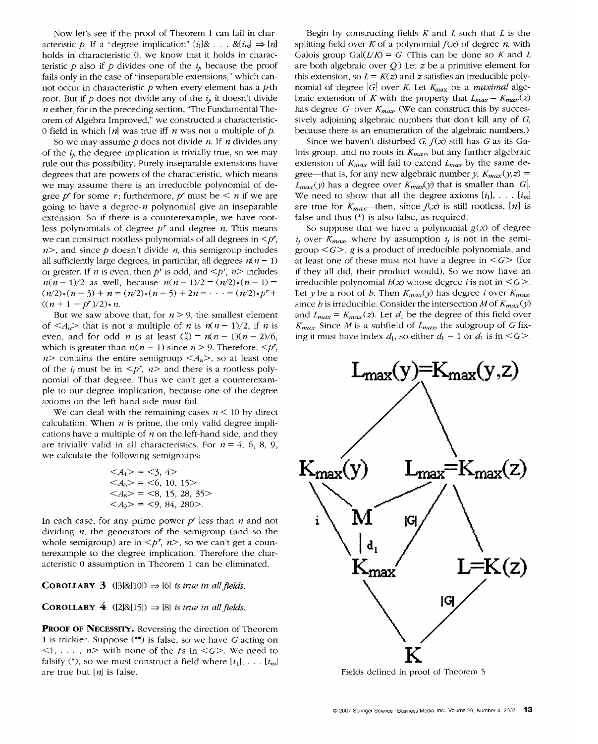Now let's see if the proof of Theorem 1 can fail in characteristic $p$. If a "degree implication" $[i_1]\& \ldots \&[i_m] \Rightarrow [n]$ holds in characteristic 0, we know that it holds in characteristic $p$ also if $p$ divides one of the $i_j$, because the proof fails only in the case of "inseparable extensions," which cannot occur in characteristic $p$ when every element has a $p$-th root. But if $p$ does not divide any of the $i_j$, it doesn't divide $n$ either, for in the preceding section, "The Fundamental Theorem of Algebra Improved," we constructed a characteristic-0 field in which $[n]$ was true iff $n$ was not a multiple of $p$.

So we may assume $p$ does not divide $n$. If $n$ divides any of the $i_j$, the degree implication is trivially true, so we may rule out this possibility. Purely inseparable extensions have degrees that are powers of the characteristic, which means we may assume there is an irreducible polynomial of degree $p^r$ for some $r$; furthermore, $p^r$ must be $< n$ if we are going to have a degree-$n$ polynomial give an inseparable extension. So if there is a counterexample, we have rootless polynomials of degree $p^r$ and degree $n$. This means we can construct rootless polynomials of all degrees in $<p^r, n>$, and since $p$ doesn't divide $n$, this semigroup includes all sufficiently large degrees, in particular, all degrees $n(n-1)$ or greater. If $n$ is even, then $p^r$ is odd, and $<p^r, n>$ includes $n(n-1)/2$ as well, because $n(n-1)/2 = (n/2)*(n-1) = (n/2)*(n-3) + n = (n/2)*(n-5) + 2n = \cdots = (n/2)*p^r + ((n+1-p^r)/2)*n$.

But we saw above that, for $n > 9$, the smallest element of $<A_n>$ that is not a multiple of $n$ is $n(n-1)/2$, if $n$ is even, and for odd $n$ is at least $\binom{n}{3} = n(n-1)(n-2)/6$, which is greater than $n(n-1)$ since $n > 9$. Therefore, $<p^r, n>$ contains the entire semigroup $<A_n>$, so at least one of the $i_j$ must be in $<p^r, n>$ and there is a rootless polynomial of that degree. Thus we can't get a counterexample to our degree implication, because one of the degree axioms on the left-hand side must fail.

We can deal with the remaining cases $n < 10$ by direct calculation. When $n$ is prime, the only valid degree implications have a multiple of $n$ on the left-hand side, and they are trivially valid in all characteristics. For $n = 4, 6, 8, 9$, we calculate the following semigroups:

$$<A_4> = <3, 4>$$
$$<A_6> = <6, 10, 15>$$
$$<A_8> = <8, 15, 28, 35>$$
$$<A_9> = <9, 84, 280>.$$

In each case, for any prime power $p^r$ less than $n$ and not dividing $n$, the generators of the semigroup (and so the whole semigroup) are in $<p^r, n>$, so we can't get a counterexample to the degree implication. Therefore the characteristic 0 assumption in Theorem 1 can be eliminated.

**COROLLARY 3** *([3]&[10]) ⇒ [6] is true in all fields.*

**COROLLARY 4** *([2]&[15]) ⇒ [8] is true in all fields.*

**PROOF OF NECESSITY.** Reversing the direction of Theorem 1 is trickier. Suppose (\*\*) is false, so we have $G$ acting on $<1, \ldots, n>$ with none of the $i$'s in $<G>$. We need to falsify (\*), so we must construct a field where $[i_1], \ldots [i_m]$ are true but $[n]$ is false.

Begin by constructing fields $K$ and $L$ such that $L$ is the splitting field over $K$ of a polynomial $f(x)$ of degree $n$, with Galois group $\mathrm{Gal}(L/K) = G$. (This can be done so $K$ and $L$ are both algebraic over $Q$.) Let $z$ be a primitive element for this extension, so $L = K(z)$ and $z$ satisfies an irreducible polynomial of degree $|G|$ over $K$. Let $K_{max}$ be a *maximal* algebraic extension of $K$ with the property that $L_{max} = K_{max}(z)$ has degree $|G|$ over $K_{max}$. (We can construct this by successively adjoining algebraic numbers that don't kill any of $G$, because there is an enumeration of the algebraic numbers.)

Since we haven't disturbed $G$, $f(x)$ still has $G$ as its Galois group, and no roots in $K_{max}$, but any further algebraic extension of $K_{max}$ will fail to extend $L_{max}$ by the same degree—that is, for any new algebraic number $y$, $K_{max}(y,z) = L_{max}(y)$ has a degree over $K_{max}(y)$ that is smaller than $|G|$. We need to show that all the degree axioms $[i_1], \ldots [i_m]$ are true for $K_{max}$—then, since $f(x)$ is still rootless, $[n]$ is false and thus (\*) is also false, as required.

So suppose that we have a polynomial $g(x)$ of degree $i_j$ over $K_{max}$, where by assumption $i_j$ is not in the semigroup $<G>$. $g$ is a product of irreducible polynomials, and at least one of these must not have a degree in $<G>$ (for if they all did, their product would). So we now have an irreducible polynomial $h(x)$ whose degree $i$ is not in $<G>$. Let $y$ be a root of $h$. Then $K_{max}(y)$ has degree $i$ over $K_{max}$, since $h$ is irreducible. Consider the intersection $M$ of $K_{max}(y)$ and $L_{max} = K_{max}(z)$. Let $d_1$ be the degree of this field over $K_{max}$. Since $M$ is a subfield of $L_{max}$, the subgroup of $G$ fixing it must have index $d_1$, so either $d_1 = 1$ or $d_1$ is in $<G>$.

Fields defined in proof of Theorem 5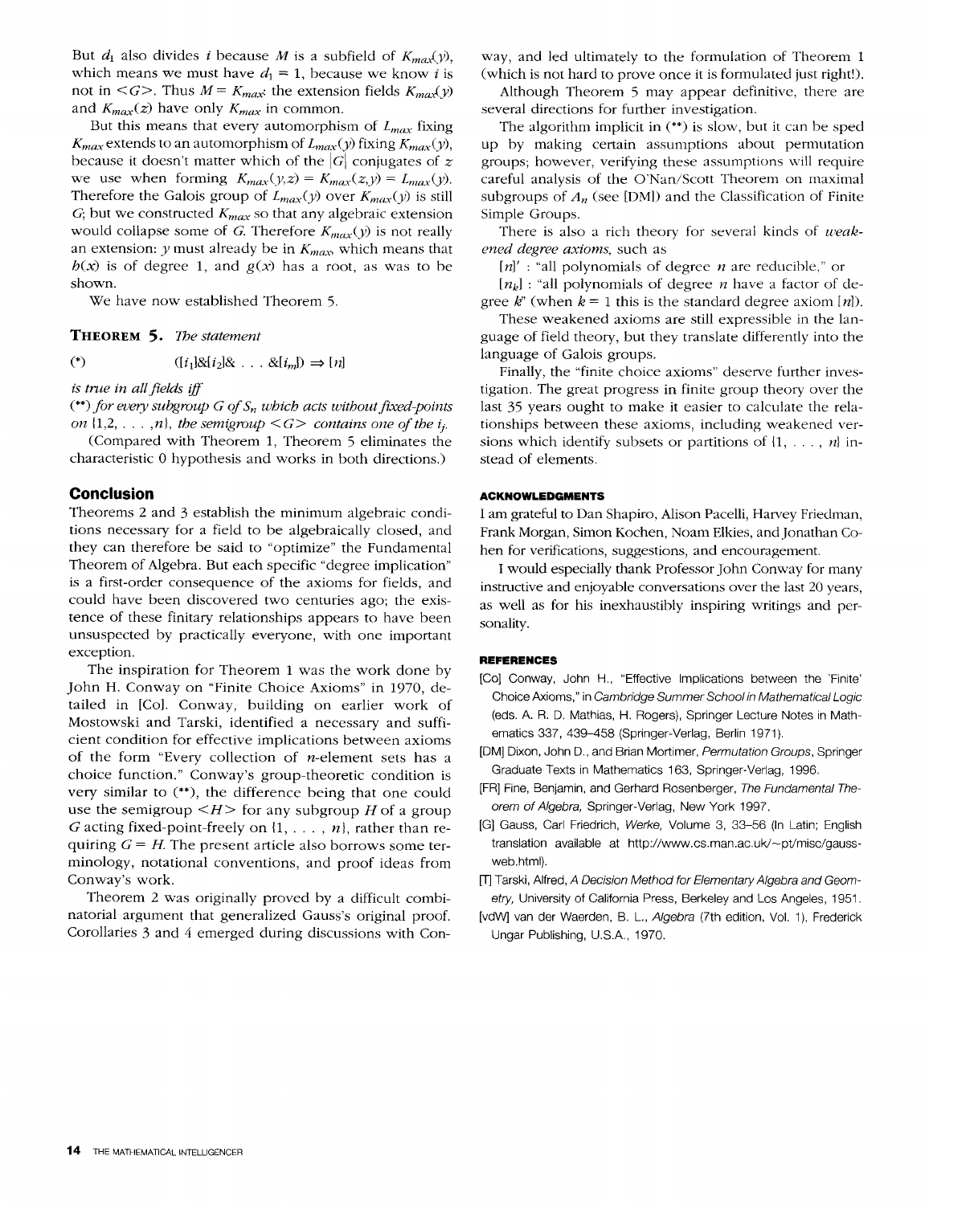But $d_1$ also divides $i$ because $M$ is a subfield of $K_{max}(y)$, which means we must have $d_1 = 1$, because we know $i$ is not in $<G>$. Thus $M = K_{max}$: the extension fields $K_{max}(y)$ and $K_{max}(z)$ have only $K_{max}$ in common.

But this means that every automorphism of $L_{max}$ fixing $K_{max}$ extends to an automorphism of $L_{max}(y)$ fixing $K_{max}(y)$, because it doesn't matter which of the $|G|$ conjugates of $z$ we use when forming $K_{max}(y,z) = K_{max}(z,y) = L_{max}(y)$. Therefore the Galois group of $L_{max}(y)$ over $K_{max}(y)$ is still $G$; but we constructed $K_{max}$ so that any algebraic extension would collapse some of $G$. Therefore $K_{max}(y)$ is not really an extension: $y$ must already be in $K_{max}$, which means that $h(x)$ is of degree 1, and $g(x)$ has a root, as was to be shown.

We have now established Theorem 5.

**THEOREM 5.** *The statement*

$$(*) \qquad ([i_1]\&[i_2]\& \ldots \&[i_m]) \Rightarrow [n]$$

*is true in all fields iff*

*(\*\*) for every subgroup $G$ of $S_n$ which acts without fixed-points on $\{1,2, \ldots ,n\}$, the semigroup $<G>$ contains one of the $i_j$.*

(Compared with Theorem 1, Theorem 5 eliminates the characteristic 0 hypothesis and works in both directions.)

## Conclusion

Theorems 2 and 3 establish the minimum algebraic conditions necessary for a field to be algebraically closed, and they can therefore be said to "optimize" the Fundamental Theorem of Algebra. But each specific "degree implication" is a first-order consequence of the axioms for fields, and could have been discovered two centuries ago; the existence of these finitary relationships appears to have been unsuspected by practically everyone, with one important exception.

The inspiration for Theorem 1 was the work done by John H. Conway on "Finite Choice Axioms" in 1970, detailed in [Co]. Conway, building on earlier work of Mostowski and Tarski, identified a necessary and sufficient condition for effective implications between axioms of the form "Every collection of $n$-element sets has a choice function." Conway's group-theoretic condition is very similar to (\*\*), the difference being that one could use the semigroup $<H>$ for any subgroup $H$ of a group $G$ acting fixed-point-freely on $\{1, \ldots, n\}$, rather than requiring $G = H$. The present article also borrows some terminology, notational conventions, and proof ideas from Conway's work.

Theorem 2 was originally proved by a difficult combinatorial argument that generalized Gauss's original proof. Corollaries 3 and 4 emerged during discussions with Conway, and led ultimately to the formulation of Theorem 1 (which is not hard to prove once it is formulated just right!).

Although Theorem 5 may appear definitive, there are several directions for further investigation.

The algorithm implicit in (\*\*) is slow, but it can be sped up by making certain assumptions about permutation groups; however, verifying these assumptions will require careful analysis of the O'Nan/Scott Theorem on maximal subgroups of $A_n$ (see [DM]) and the Classification of Finite Simple Groups.

There is also a rich theory for several kinds of *weakened degree axioms*, such as

$[n]'$ : "all polynomials of degree $n$ are reducible," or

$[n_k]$ : "all polynomials of degree $n$ have a factor of degree $k$" (when $k = 1$ this is the standard degree axiom $[n]$).

These weakened axioms are still expressible in the language of field theory, but they translate differently into the language of Galois groups.

Finally, the "finite choice axioms" deserve further investigation. The great progress in finite group theory over the last 35 years ought to make it easier to calculate the relationships between these axioms, including weakened versions which identify subsets or partitions of $\{1, \ldots, n\}$ instead of elements.

### ACKNOWLEDGMENTS

I am grateful to Dan Shapiro, Alison Pacelli, Harvey Friedman, Frank Morgan, Simon Kochen, Noam Elkies, and Jonathan Cohen for verifications, suggestions, and encouragement.

I would especially thank Professor John Conway for many instructive and enjoyable conversations over the last 20 years, as well as for his inexhaustibly inspiring writings and personality.

### REFERENCES

[Co] Conway, John H., "Effective Implications between the 'Finite' Choice Axioms," in *Cambridge Summer School in Mathematical Logic* (eds. A. R. D. Mathias, H. Rogers), Springer Lecture Notes in Mathematics 337, 439–458 (Springer-Verlag, Berlin 1971).

[DM] Dixon, John D., and Brian Mortimer, *Permutation Groups*, Springer Graduate Texts in Mathematics 163, Springer-Verlag, 1996.

[FR] Fine, Benjamin, and Gerhard Rosenberger, *The Fundamental Theorem of Algebra*, Springer-Verlag, New York 1997.

[G] Gauss, Carl Friedrich, *Werke*, Volume 3, 33–56 (In Latin; English translation available at http://www.cs.man.ac.uk/~pt/misc/gauss-web.html).

[T] Tarski, Alfred, *A Decision Method for Elementary Algebra and Geometry*, University of California Press, Berkeley and Los Angeles, 1951.

[vdW] van der Waerden, B. L., *Algebra* (7th edition, Vol. 1), Frederick Ungar Publishing, U.S.A., 1970.